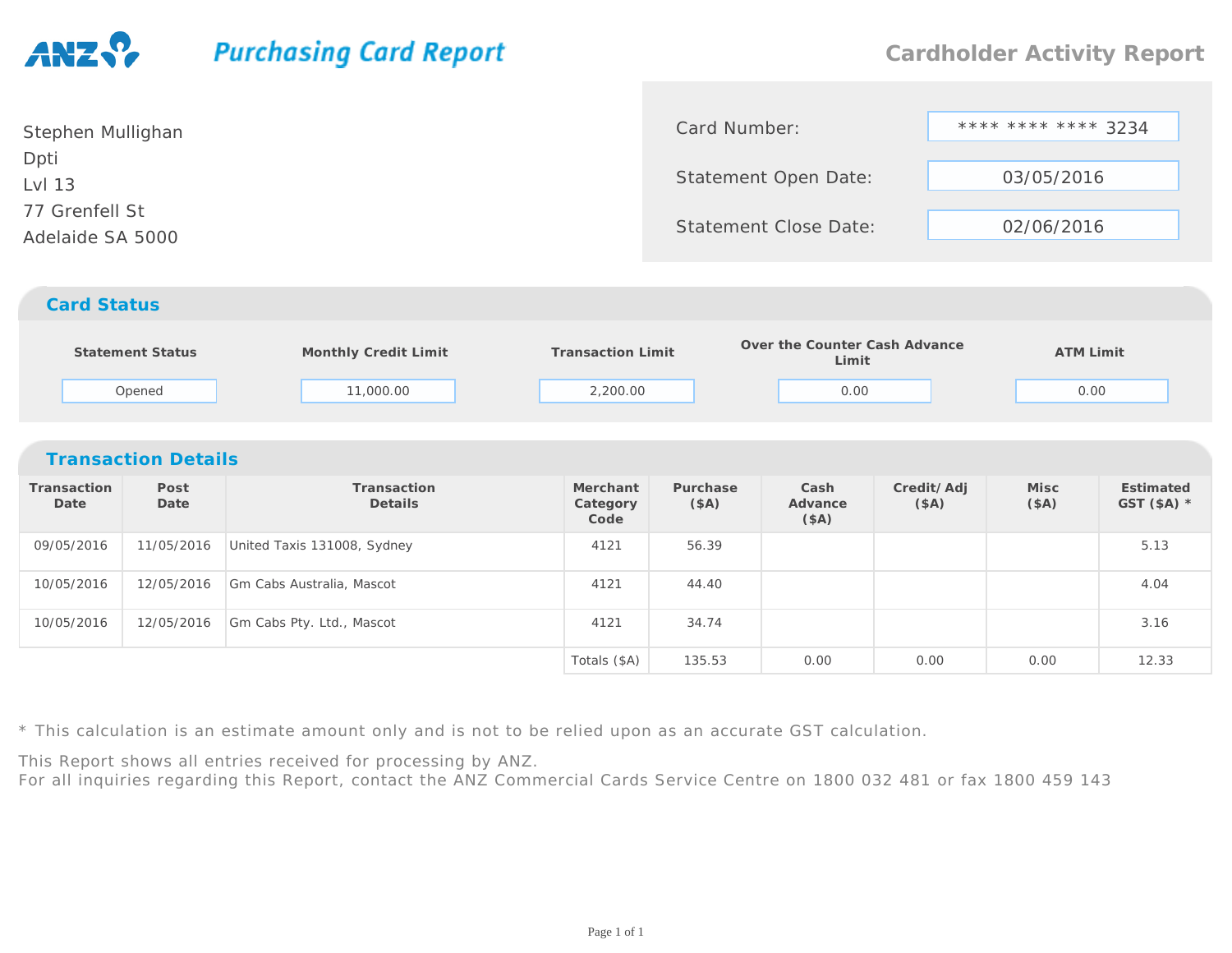ANZ **Purchasing Card Report**

# Cardholder Activity Report

Stephen Mullighan
Dpti
Lvl 13
77 Grenfell St
Adelaide SA 5000

| | |
|---|---|
| Card Number: | **** **** **** 3234 |
| Statement Open Date: | 03/05/2016 |
| Statement Close Date: | 02/06/2016 |

## Card Status

| Statement Status | Monthly Credit Limit | Transaction Limit | Over the Counter Cash Advance Limit | ATM Limit |
|---|---|---|---|---|
| Opened | 11,000.00 | 2,200.00 | 0.00 | 0.00 |

## Transaction Details

| Transaction Date | Post Date | Transaction Details | Merchant Category Code | Purchase ($A) | Cash Advance ($A) | Credit/ Adj ($A) | Misc ($A) | Estimated GST ($A) * |
|---|---|---|---|---|---|---|---|---|
| 09/05/2016 | 11/05/2016 | United Taxis 131008, Sydney | 4121 | 56.39 | | | | 5.13 |
| 10/05/2016 | 12/05/2016 | Gm Cabs Australia, Mascot | 4121 | 44.40 | | | | 4.04 |
| 10/05/2016 | 12/05/2016 | Gm Cabs Pty. Ltd., Mascot | 4121 | 34.74 | | | | 3.16 |
| | | | Totals ($A) | 135.53 | 0.00 | 0.00 | 0.00 | 12.33 |

* This calculation is an estimate amount only and is not to be relied upon as an accurate GST calculation.

This Report shows all entries received for processing by ANZ.
For all inquiries regarding this Report, contact the ANZ Commercial Cards Service Centre on 1800 032 481 or fax 1800 459 143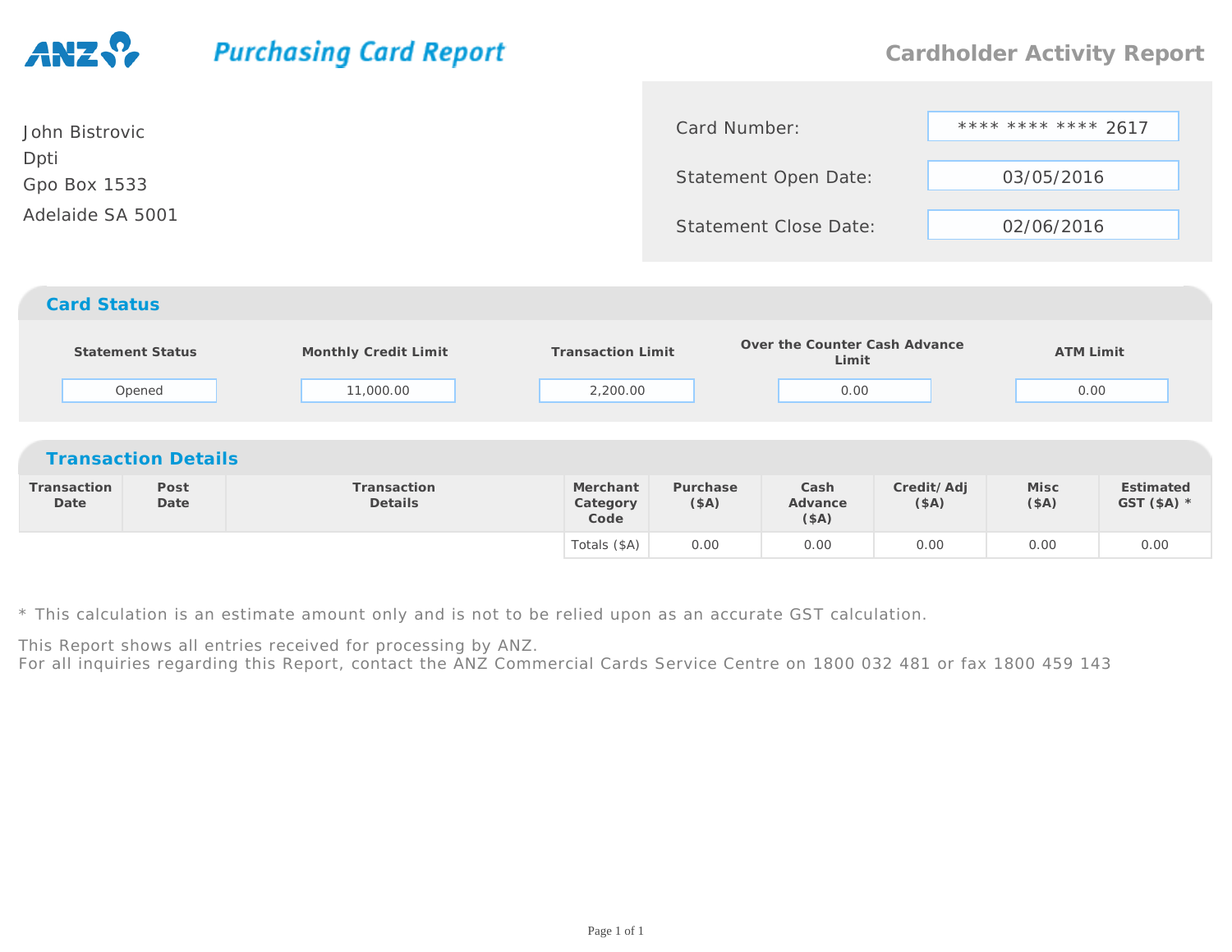ANZ **Purchasing Card Report**

**Cardholder Activity Report**

John Bistrovic
Dpti
Gpo Box 1533
Adelaide SA 5001

| | |
|---|---|
| Card Number: | **** **** **** 2617 |
| Statement Open Date: | 03/05/2016 |
| Statement Close Date: | 02/06/2016 |

## Card Status

| Statement Status | Monthly Credit Limit | Transaction Limit | Over the Counter Cash Advance Limit | ATM Limit |
|---|---|---|---|---|
| Opened | 11,000.00 | 2,200.00 | 0.00 | 0.00 |

## Transaction Details

| Transaction Date | Post Date | Transaction Details | Merchant Category Code | Purchase ($A) | Cash Advance ($A) | Credit/ Adj ($A) | Misc ($A) | Estimated GST ($A) * |
|---|---|---|---|---|---|---|---|---|
| | | | Totals ($A) | 0.00 | 0.00 | 0.00 | 0.00 | 0.00 |

* This calculation is an estimate amount only and is not to be relied upon as an accurate GST calculation.

This Report shows all entries received for processing by ANZ.
For all inquiries regarding this Report, contact the ANZ Commercial Cards Service Centre on 1800 032 481 or fax 1800 459 143